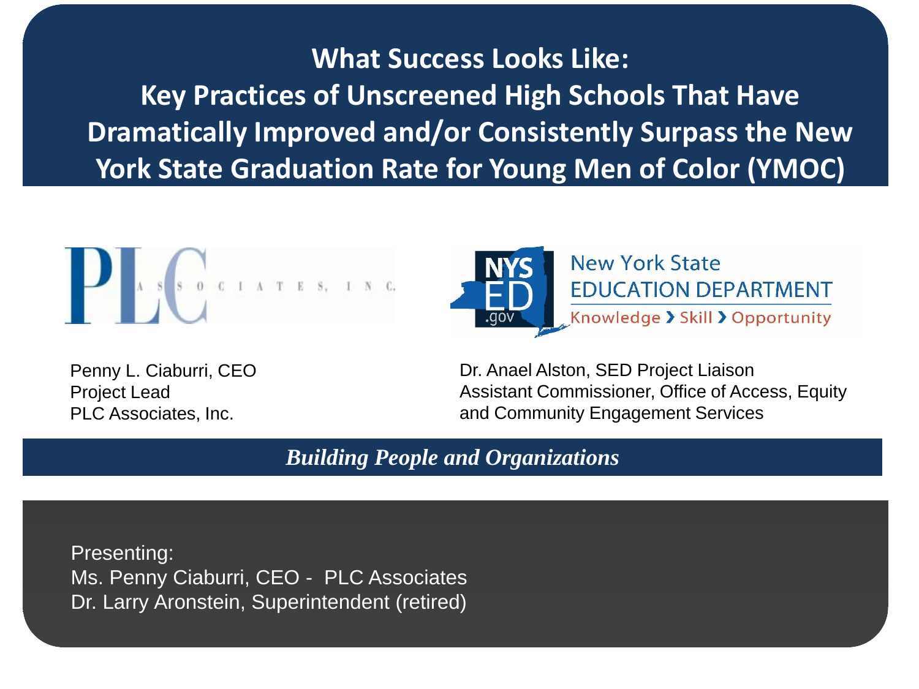# What Success Looks Like: Key Practices of Unscreened High Schools That Have Dramatically Improved and/or Consistently Surpass the New York State Graduation Rate for Young Men of Color (YMOC)

PLC ASSOCIATES, INC.

New York State EDUCATION DEPARTMENT
Knowledge › Skill › Opportunity

Penny L. Ciaburri, CEO
Project Lead
PLC Associates, Inc.

Dr. Anael Alston, SED Project Liaison
Assistant Commissioner, Office of Access, Equity and Community Engagement Services

***Building People and Organizations***

Presenting:
Ms. Penny Ciaburri, CEO - PLC Associates
Dr. Larry Aronstein, Superintendent (retired)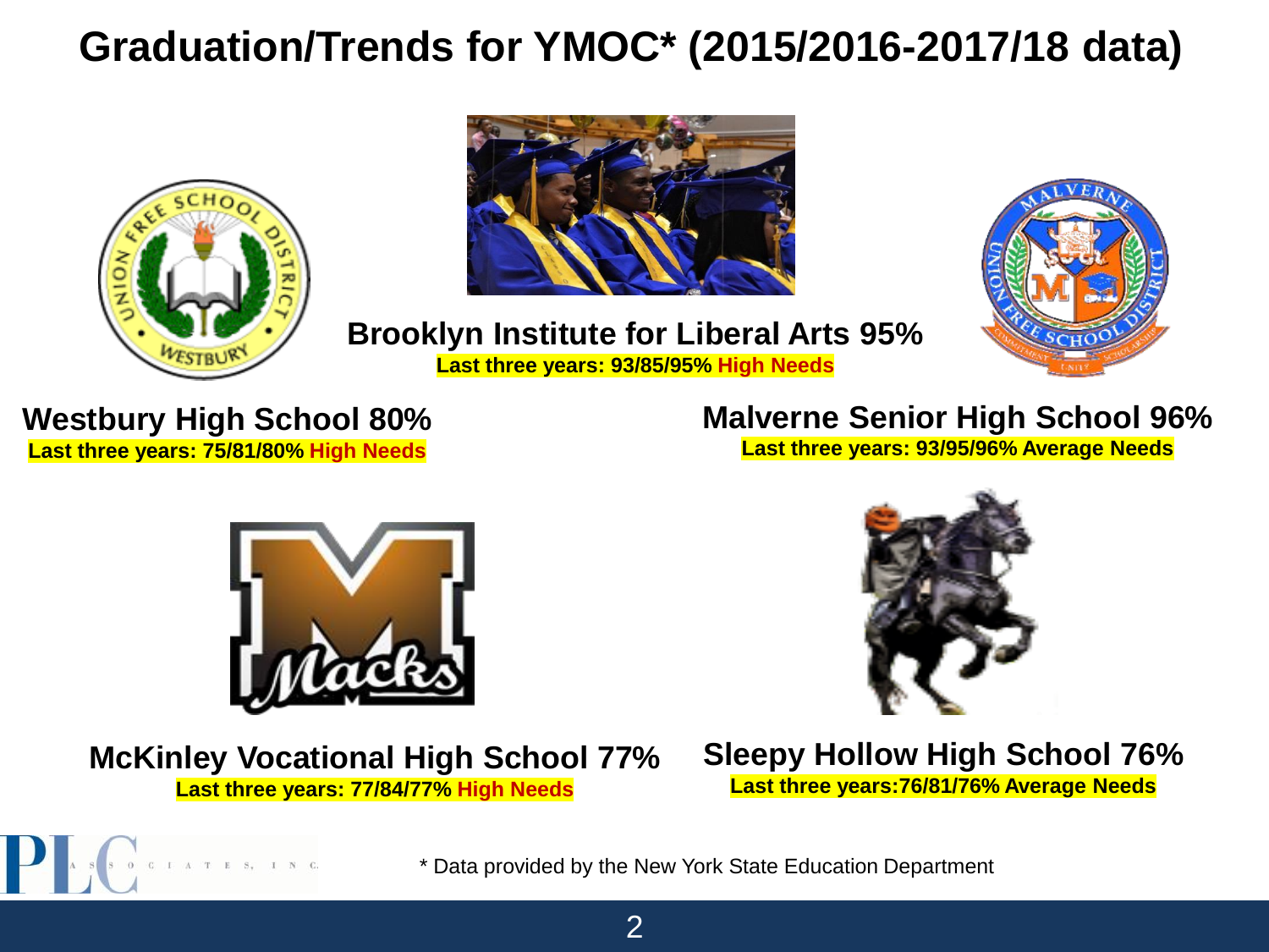# Graduation/Trends for YMOC* (2015/2016-2017/18 data)

**Brooklyn Institute for Liberal Arts 95%**
**Last three years: 93/85/95% High Needs**

**Westbury High School 80%**
**Last three years: 75/81/80% High Needs**

**Malverne Senior High School 96%**
**Last three years: 93/95/96% Average Needs**

**McKinley Vocational High School 77%**
**Last three years: 77/84/77% High Needs**

**Sleepy Hollow High School 76%**
**Last three years:76/81/76% Average Needs**

\* Data provided by the New York State Education Department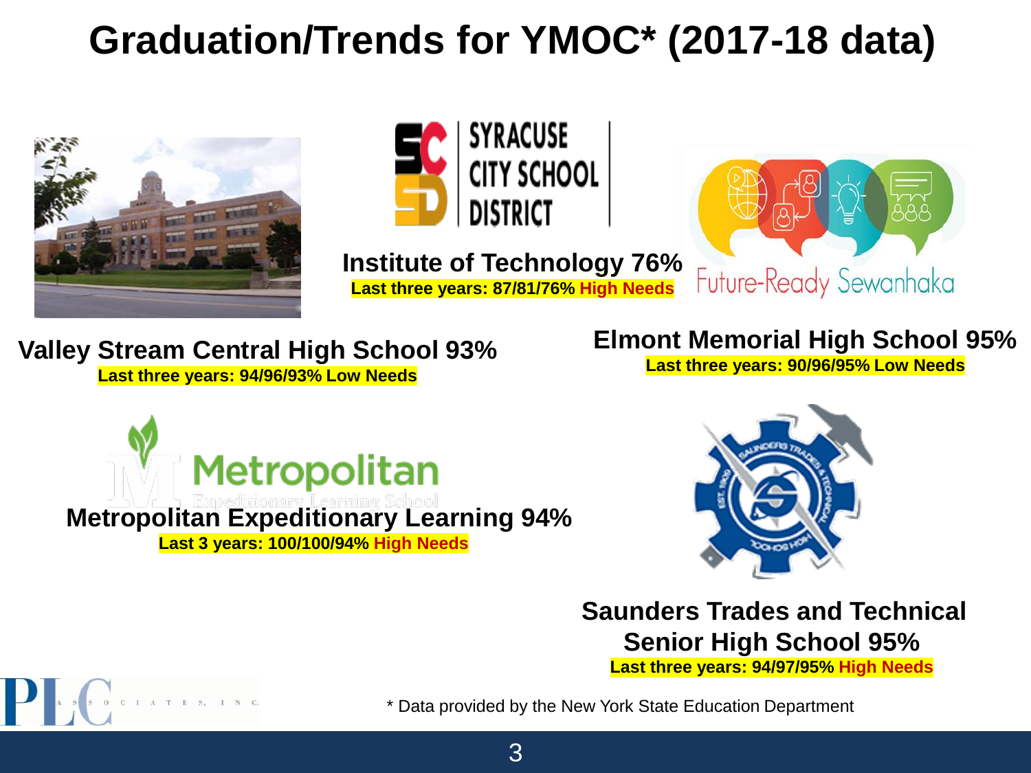# Graduation/Trends for YMOC* (2017-18 data)

**Institute of Technology 76%**
**Last three years: 87/81/76% High Needs**

**Valley Stream Central High School 93%**
**Last three years: 94/96/93% Low Needs**

**Elmont Memorial High School 95%**
**Last three years: 90/96/95% Low Needs**

**Metropolitan Expeditionary Learning 94%**
**Last 3 years: 100/100/94% High Needs**

**Saunders Trades and Technical Senior High School 95%**
**Last three years: 94/97/95% High Needs**

* Data provided by the New York State Education Department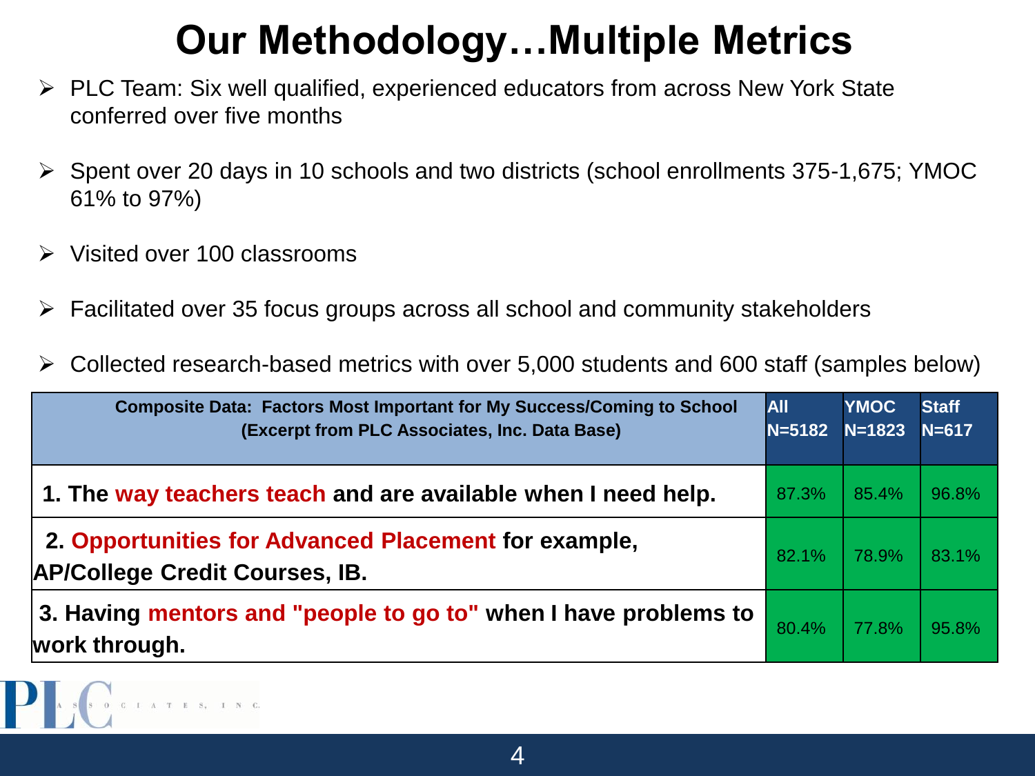# Our Methodology…Multiple Metrics

- PLC Team: Six well qualified, experienced educators from across New York State conferred over five months
- Spent over 20 days in 10 schools and two districts (school enrollments 375-1,675; YMOC 61% to 97%)
- Visited over 100 classrooms
- Facilitated over 35 focus groups across all school and community stakeholders
- Collected research-based metrics with over 5,000 students and 600 staff (samples below)

| **Composite Data: Factors Most Important for My Success/Coming to School (Excerpt from PLC Associates, Inc. Data Base)** | **All N=5182** | **YMOC N=1823** | **Staff N=617** |
|---|---|---|---|
| **1. The way teachers teach and are available when I need help.** | 87.3% | 85.4% | 96.8% |
| **2. Opportunities for Advanced Placement for example, AP/College Credit Courses, IB.** | 82.1% | 78.9% | 83.1% |
| **3. Having mentors and "people to go to" when I have problems to work through.** | 80.4% | 77.8% | 95.8% |

PLC Associates, Inc.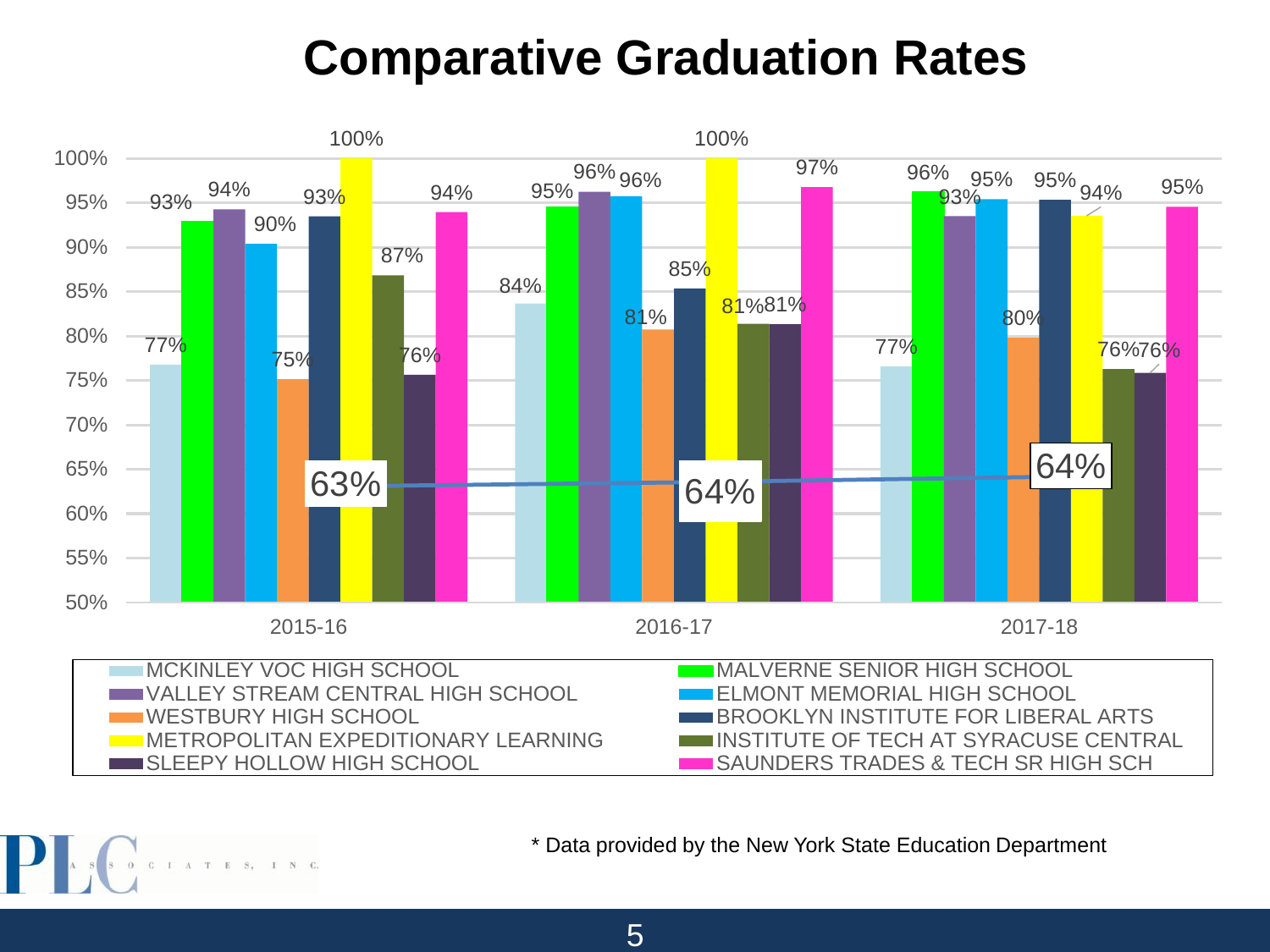# Comparative Graduation Rates

| School | 2015-16 | 2016-17 | 2017-18 |
|---|---|---|---|
| MCKINLEY VOC HIGH SCHOOL | 77% | 84% | 77% |
| MALVERNE SENIOR HIGH SCHOOL | 93% | 95% | 96% |
| VALLEY STREAM CENTRAL HIGH SCHOOL | 94% | 96% | 93% |
| ELMONT MEMORIAL HIGH SCHOOL | 90% | 96% | 95% |
| WESTBURY HIGH SCHOOL | 75% | 81% | 80% |
| BROOKLYN INSTITUTE FOR LIBERAL ARTS | 93% | 85% | 95% |
| METROPOLITAN EXPEDITIONARY LEARNING | 100% | 100% | 94% |
| INSTITUTE OF TECH AT SYRACUSE CENTRAL | 87% | 81% | 76% |
| SLEEPY HOLLOW HIGH SCHOOL | 76% | 81% | 76% |
| SAUNDERS TRADES & TECH SR HIGH SCH | 94% | 97% | 95% |
| Trend line | 63% | 64% | 64% |

\* Data provided by the New York State Education Department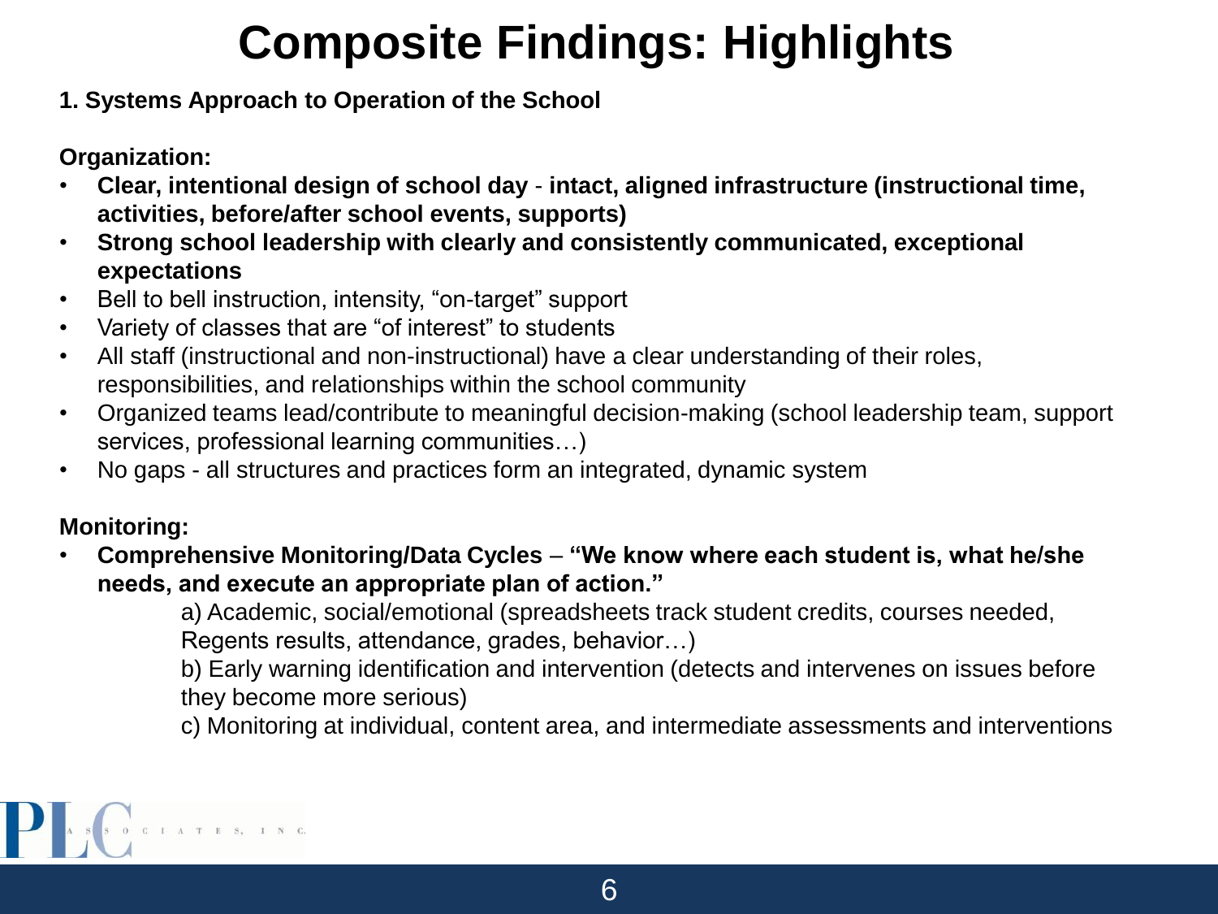# Composite Findings: Highlights

**1. Systems Approach to Operation of the School**

**Organization:**

- **Clear, intentional design of school day** - **intact, aligned infrastructure (instructional time, activities, before/after school events, supports)**
- **Strong school leadership with clearly and consistently communicated, exceptional expectations**
- Bell to bell instruction, intensity, "on-target" support
- Variety of classes that are "of interest" to students
- All staff (instructional and non-instructional) have a clear understanding of their roles, responsibilities, and relationships within the school community
- Organized teams lead/contribute to meaningful decision-making (school leadership team, support services, professional learning communities…)
- No gaps - all structures and practices form an integrated, dynamic system

**Monitoring:**

- **Comprehensive Monitoring/Data Cycles** – **"We know where each student is, what he/she needs, and execute an appropriate plan of action."**
  - a) Academic, social/emotional (spreadsheets track student credits, courses needed, Regents results, attendance, grades, behavior…)
  - b) Early warning identification and intervention (detects and intervenes on issues before they become more serious)
  - c) Monitoring at individual, content area, and intermediate assessments and interventions

PLC ASSOCIATES, INC.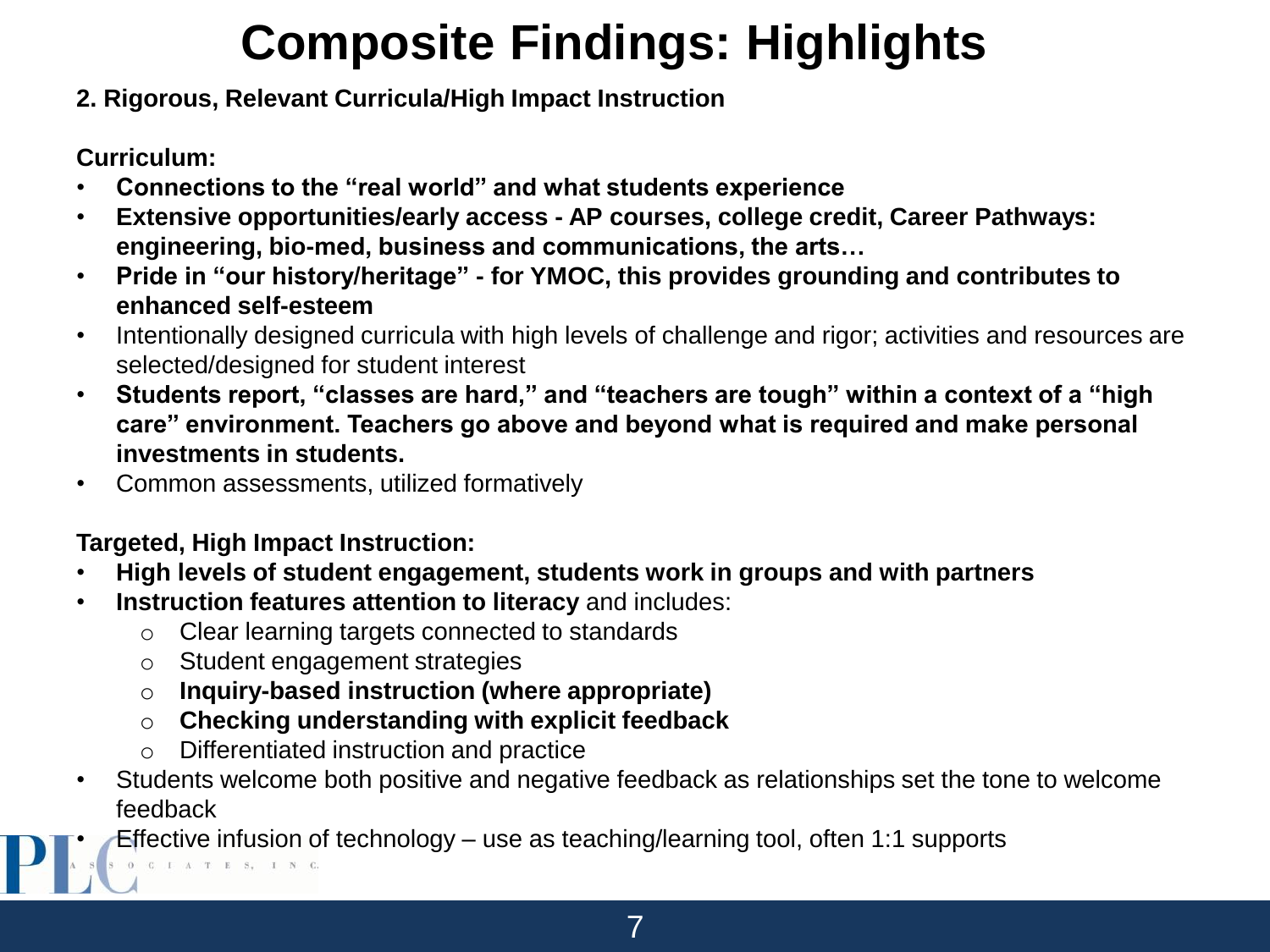# Composite Findings: Highlights

**2. Rigorous, Relevant Curricula/High Impact Instruction**

**Curriculum:**

- **Connections to the "real world" and what students experience**
- **Extensive opportunities/early access - AP courses, college credit, Career Pathways: engineering, bio-med, business and communications, the arts…**
- **Pride in "our history/heritage" - for YMOC, this provides grounding and contributes to enhanced self-esteem**
- Intentionally designed curricula with high levels of challenge and rigor; activities and resources are selected/designed for student interest
- **Students report, "classes are hard," and "teachers are tough" within a context of a "high care" environment. Teachers go above and beyond what is required and make personal investments in students.**
- Common assessments, utilized formatively

**Targeted, High Impact Instruction:**

- **High levels of student engagement, students work in groups and with partners**
- **Instruction features attention to literacy** and includes:
  - Clear learning targets connected to standards
  - Student engagement strategies
  - **Inquiry-based instruction (where appropriate)**
  - **Checking understanding with explicit feedback**
  - Differentiated instruction and practice
- Students welcome both positive and negative feedback as relationships set the tone to welcome feedback
- Effective infusion of technology – use as teaching/learning tool, often 1:1 supports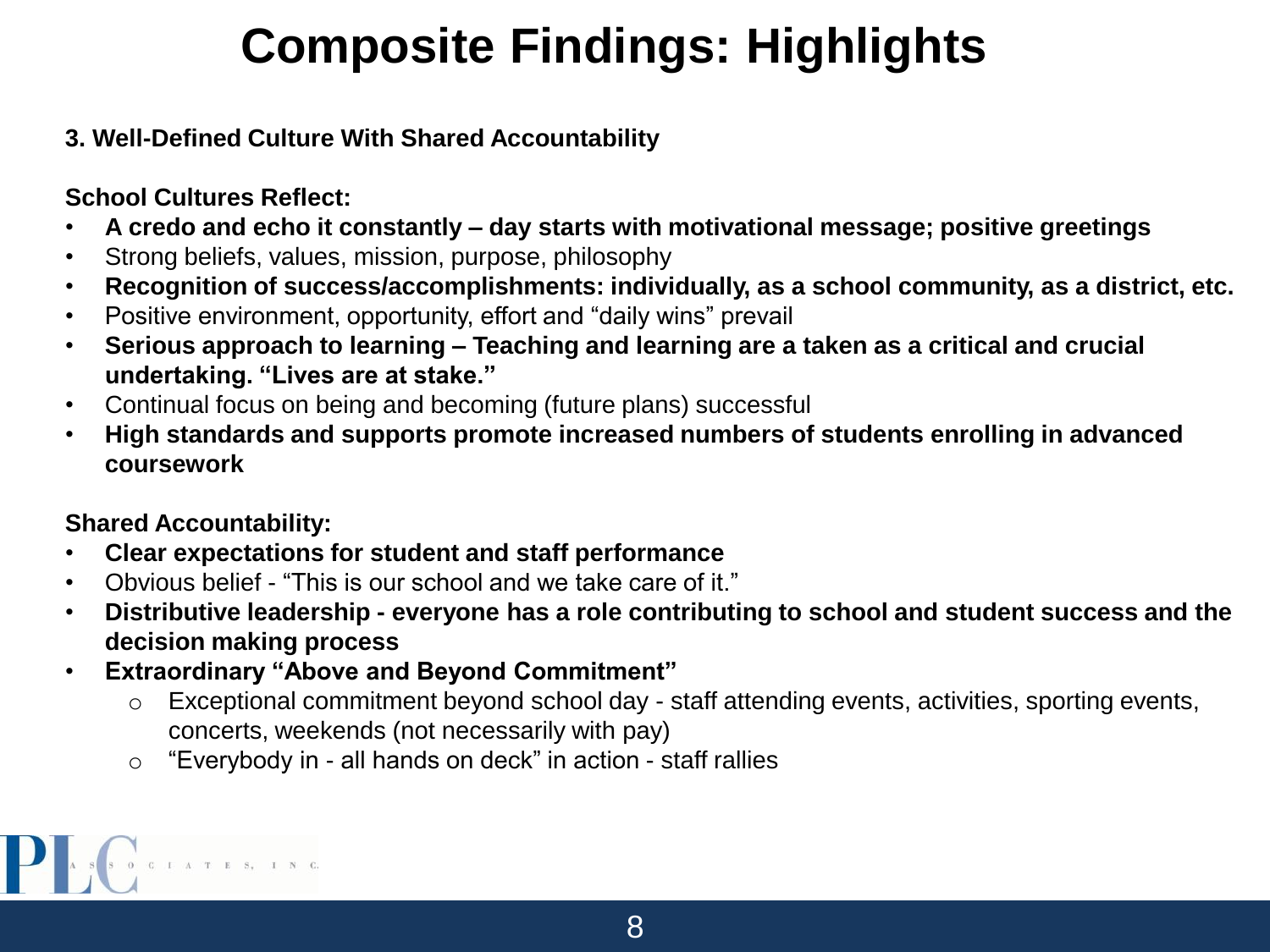# Composite Findings: Highlights

**3. Well-Defined Culture With Shared Accountability**

**School Cultures Reflect:**

- **A credo and echo it constantly – day starts with motivational message; positive greetings**
- Strong beliefs, values, mission, purpose, philosophy
- **Recognition of success/accomplishments: individually, as a school community, as a district, etc.**
- Positive environment, opportunity, effort and "daily wins" prevail
- **Serious approach to learning – Teaching and learning are a taken as a critical and crucial undertaking. "Lives are at stake."**
- Continual focus on being and becoming (future plans) successful
- **High standards and supports promote increased numbers of students enrolling in advanced coursework**

**Shared Accountability:**

- **Clear expectations for student and staff performance**
- Obvious belief - "This is our school and we take care of it."
- **Distributive leadership - everyone has a role contributing to school and student success and the decision making process**
- **Extraordinary "Above and Beyond Commitment"**
  - Exceptional commitment beyond school day - staff attending events, activities, sporting events, concerts, weekends (not necessarily with pay)
  - "Everybody in - all hands on deck" in action - staff rallies

PLC ASSOCIATES, INC.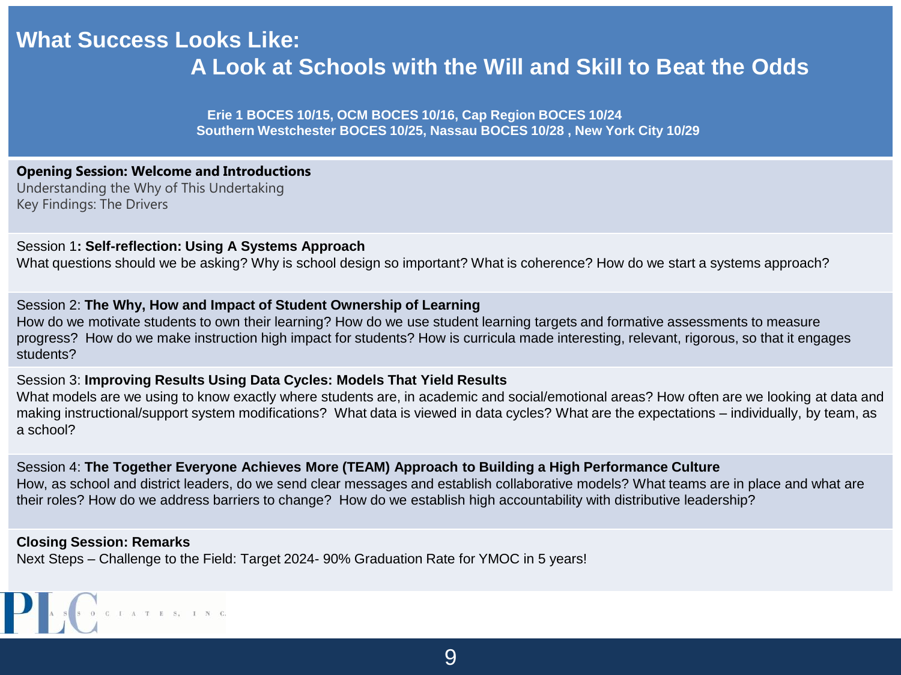# What Success Looks Like:

## A Look at Schools with the Will and Skill to Beat the Odds

**Erie 1 BOCES 10/15, OCM BOCES 10/16, Cap Region BOCES 10/24**
**Southern Westchester BOCES 10/25, Nassau BOCES 10/28 , New York City 10/29**

**Opening Session: Welcome and Introductions**
Understanding the Why of This Undertaking
Key Findings: The Drivers

Session 1**: Self-reflection: Using A Systems Approach**
What questions should we be asking? Why is school design so important? What is coherence? How do we start a systems approach?

Session 2: **The Why, How and Impact of Student Ownership of Learning**
How do we motivate students to own their learning? How do we use student learning targets and formative assessments to measure progress? How do we make instruction high impact for students? How is curricula made interesting, relevant, rigorous, so that it engages students?

Session 3: **Improving Results Using Data Cycles: Models That Yield Results**
What models are we using to know exactly where students are, in academic and social/emotional areas? How often are we looking at data and making instructional/support system modifications? What data is viewed in data cycles? What are the expectations – individually, by team, as a school?

Session 4: **The Together Everyone Achieves More (TEAM) Approach to Building a High Performance Culture**
How, as school and district leaders, do we send clear messages and establish collaborative models? What teams are in place and what are their roles? How do we address barriers to change? How do we establish high accountability with distributive leadership?

**Closing Session: Remarks**
Next Steps – Challenge to the Field: Target 2024- 90% Graduation Rate for YMOC in 5 years!

PLC Associates, Inc.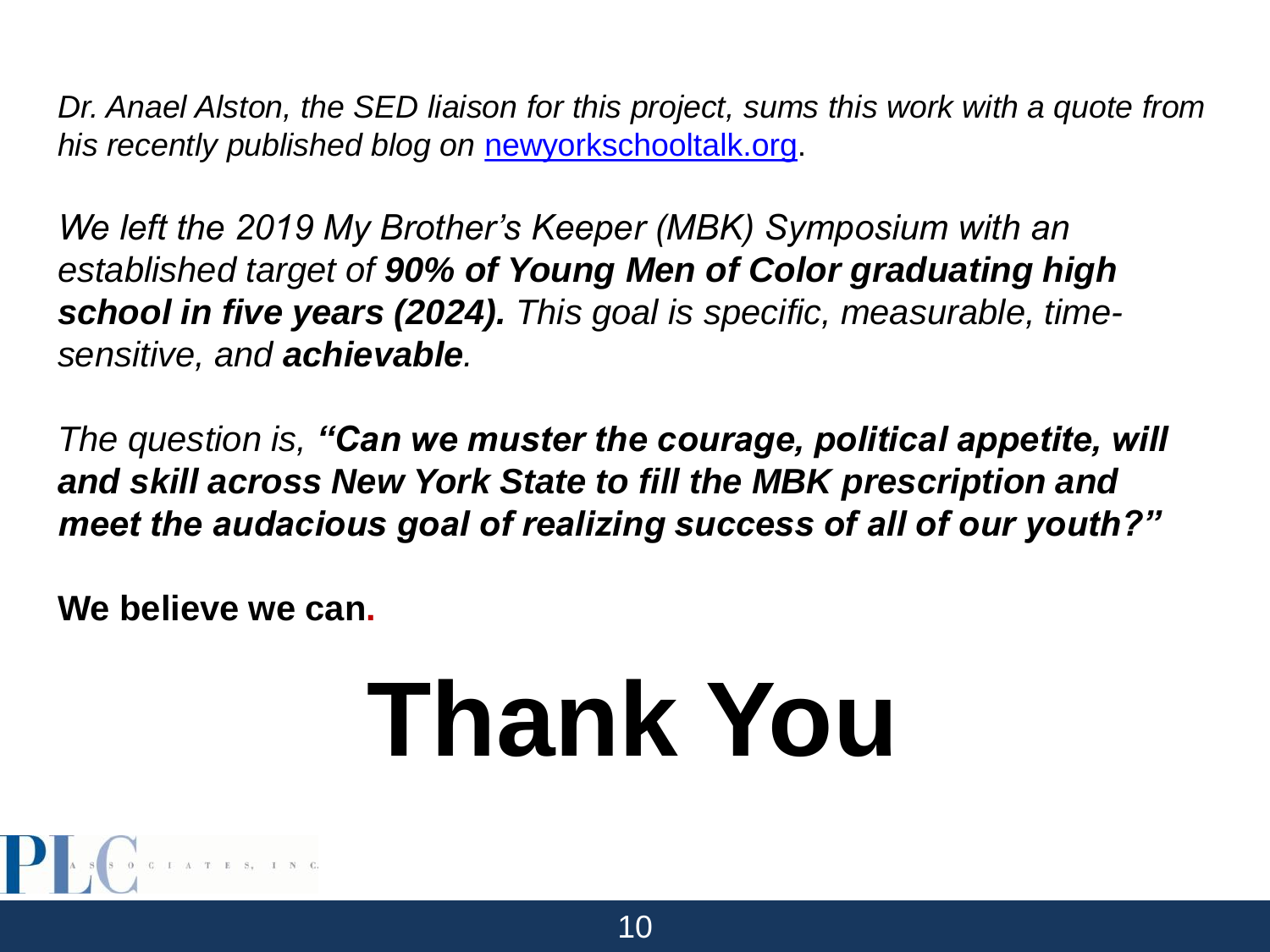*Dr. Anael Alston, the SED liaison for this project, sums this work with a quote from his recently published blog on* newyorkschooltalk.org.

*We left the 2019 My Brother's Keeper (MBK) Symposium with an established target of* ***90% of Young Men of Color graduating high school in five years (2024).*** *This goal is specific, measurable, time-sensitive, and* ***achievable****.*

*The question is,* ***"Can we muster the courage, political appetite, will and skill across New York State to fill the MBK prescription and meet the audacious goal of realizing success of all of our youth?"***

**We believe we can.**

# Thank You

PLC ASSOCIATES, INC.